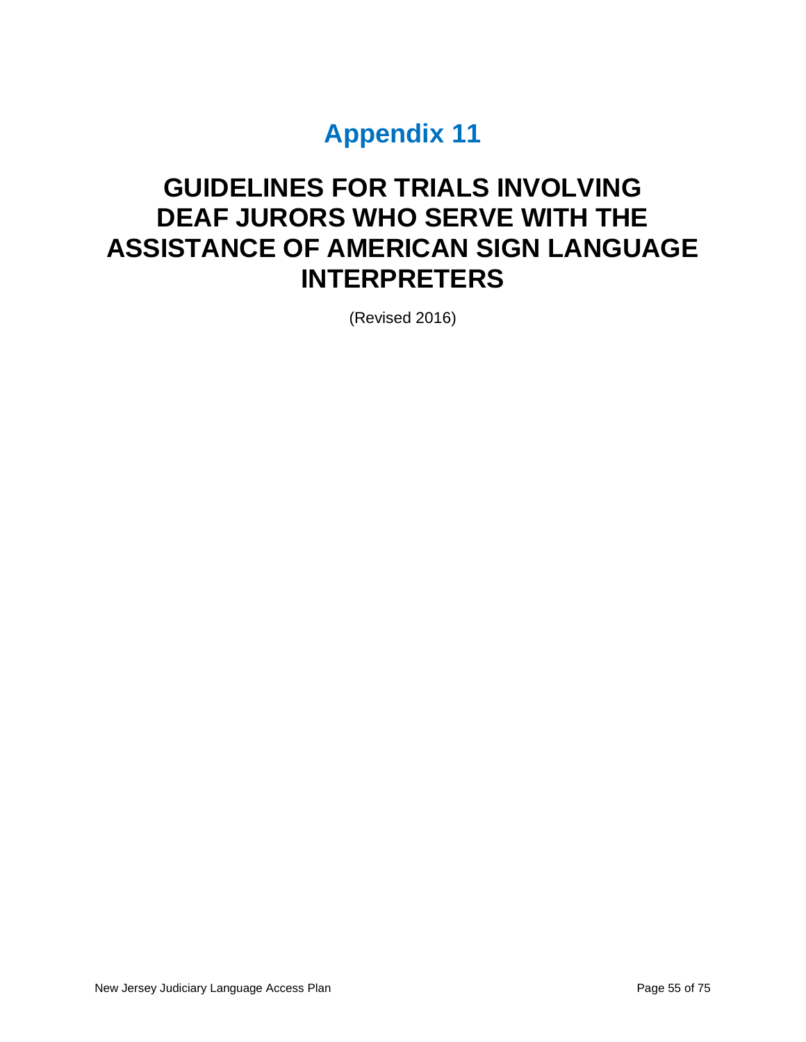# Appendix 11

## GUIDELINES FOR TRIALS INVOLVING DEAF JURORS WHO SERVE WITH THE ASSISTANCE OF AMERICAN SIGN LANGUAGE INTERPRETERS

(Revised 2016)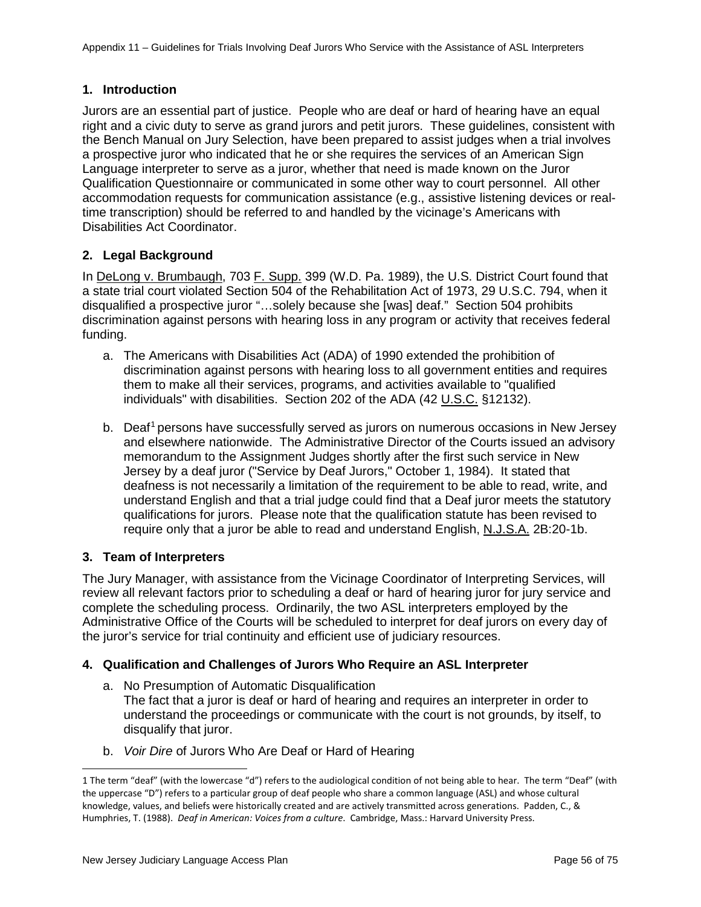## 1. Introduction

Jurors are an essential part of justice. People who are deaf or hard of hearing have an equal right and a civic duty to serve as grand jurors and petit jurors. These guidelines, consistent with the Bench Manual on Jury Selection, have been prepared to assist judges when a trial involves a prospective juror who indicated that he or she requires the services of an American Sign Language interpreter to serve as a juror, whether that need is made known on the Juror Qualification Questionnaire or communicated in some other way to court personnel. All other accommodation requests for communication assistance (e.g., assistive listening devices or real-time transcription) should be referred to and handled by the vicinage's Americans with Disabilities Act Coordinator.

## 2. Legal Background

In DeLong v. Brumbaugh, 703 F. Supp. 399 (W.D. Pa. 1989), the U.S. District Court found that a state trial court violated Section 504 of the Rehabilitation Act of 1973, 29 U.S.C. 794, when it disqualified a prospective juror "…solely because she [was] deaf." Section 504 prohibits discrimination against persons with hearing loss in any program or activity that receives federal funding.

a. The Americans with Disabilities Act (ADA) of 1990 extended the prohibition of discrimination against persons with hearing loss to all government entities and requires them to make all their services, programs, and activities available to "qualified individuals" with disabilities. Section 202 of the ADA (42 U.S.C. §12132).

b. Deaf[1] persons have successfully served as jurors on numerous occasions in New Jersey and elsewhere nationwide. The Administrative Director of the Courts issued an advisory memorandum to the Assignment Judges shortly after the first such service in New Jersey by a deaf juror ("Service by Deaf Jurors," October 1, 1984). It stated that deafness is not necessarily a limitation of the requirement to be able to read, write, and understand English and that a trial judge could find that a Deaf juror meets the statutory qualifications for jurors. Please note that the qualification statute has been revised to require only that a juror be able to read and understand English, N.J.S.A. 2B:20-1b.

## 3. Team of Interpreters

The Jury Manager, with assistance from the Vicinage Coordinator of Interpreting Services, will review all relevant factors prior to scheduling a deaf or hard of hearing juror for jury service and complete the scheduling process. Ordinarily, the two ASL interpreters employed by the Administrative Office of the Courts will be scheduled to interpret for deaf jurors on every day of the juror's service for trial continuity and efficient use of judiciary resources.

## 4. Qualification and Challenges of Jurors Who Require an ASL Interpreter

a. No Presumption of Automatic Disqualification
The fact that a juror is deaf or hard of hearing and requires an interpreter in order to understand the proceedings or communicate with the court is not grounds, by itself, to disqualify that juror.

b. *Voir Dire* of Jurors Who Are Deaf or Hard of Hearing

---

[1] The term "deaf" (with the lowercase "d") refers to the audiological condition of not being able to hear. The term "Deaf" (with the uppercase "D") refers to a particular group of deaf people who share a common language (ASL) and whose cultural knowledge, values, and beliefs were historically created and are actively transmitted across generations. Padden, C., & Humphries, T. (1988). *Deaf in American: Voices from a culture*. Cambridge, Mass.: Harvard University Press.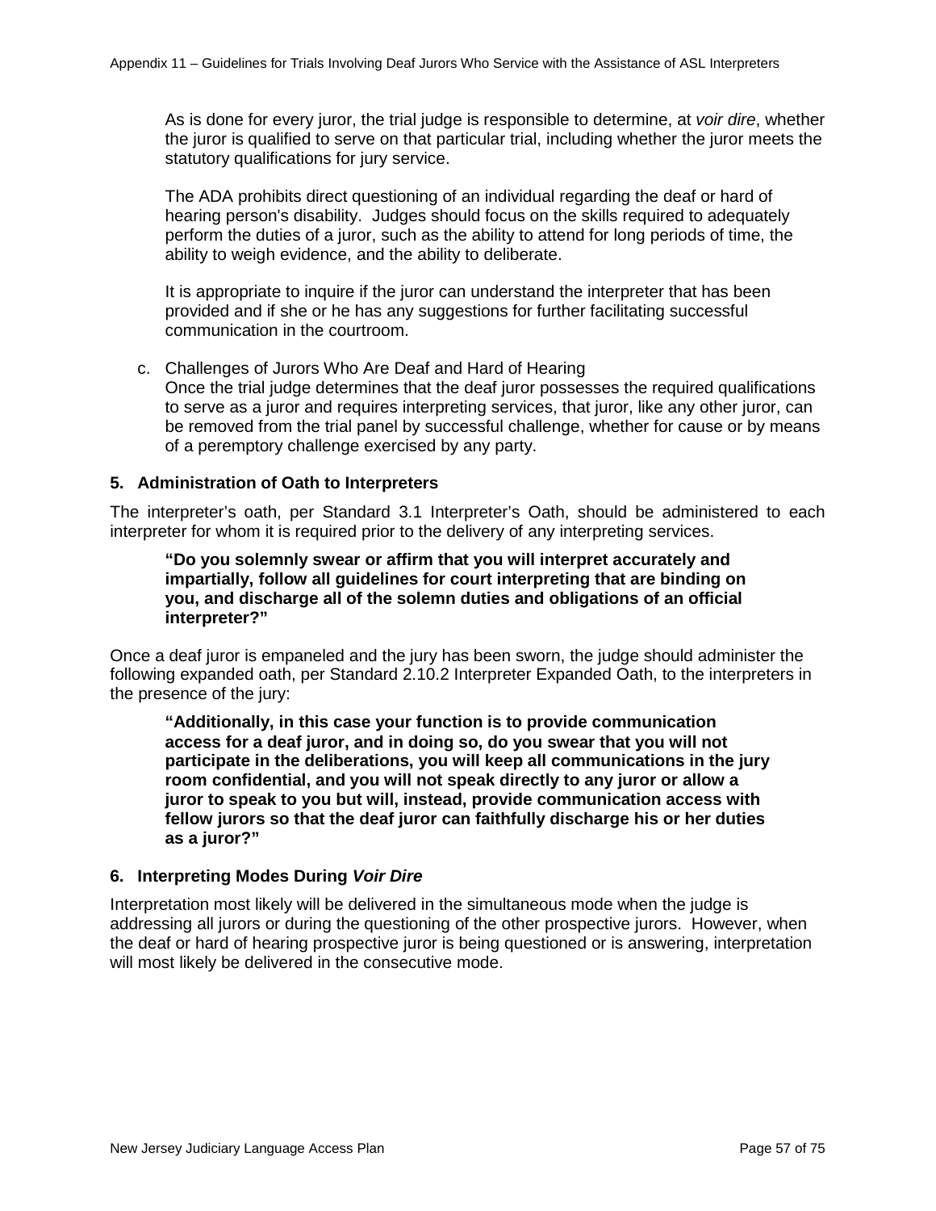As is done for every juror, the trial judge is responsible to determine, at *voir dire*, whether the juror is qualified to serve on that particular trial, including whether the juror meets the statutory qualifications for jury service.

The ADA prohibits direct questioning of an individual regarding the deaf or hard of hearing person's disability. Judges should focus on the skills required to adequately perform the duties of a juror, such as the ability to attend for long periods of time, the ability to weigh evidence, and the ability to deliberate.

It is appropriate to inquire if the juror can understand the interpreter that has been provided and if she or he has any suggestions for further facilitating successful communication in the courtroom.

c. Challenges of Jurors Who Are Deaf and Hard of Hearing
Once the trial judge determines that the deaf juror possesses the required qualifications to serve as a juror and requires interpreting services, that juror, like any other juror, can be removed from the trial panel by successful challenge, whether for cause or by means of a peremptory challenge exercised by any party.

### 5. Administration of Oath to Interpreters

The interpreter's oath, per Standard 3.1 Interpreter's Oath, should be administered to each interpreter for whom it is required prior to the delivery of any interpreting services.

> **"Do you solemnly swear or affirm that you will interpret accurately and impartially, follow all guidelines for court interpreting that are binding on you, and discharge all of the solemn duties and obligations of an official interpreter?"**

Once a deaf juror is empaneled and the jury has been sworn, the judge should administer the following expanded oath, per Standard 2.10.2 Interpreter Expanded Oath, to the interpreters in the presence of the jury:

> **"Additionally, in this case your function is to provide communication access for a deaf juror, and in doing so, do you swear that you will not participate in the deliberations, you will keep all communications in the jury room confidential, and you will not speak directly to any juror or allow a juror to speak to you but will, instead, provide communication access with fellow jurors so that the deaf juror can faithfully discharge his or her duties as a juror?"**

### 6. Interpreting Modes During *Voir Dire*

Interpretation most likely will be delivered in the simultaneous mode when the judge is addressing all jurors or during the questioning of the other prospective jurors. However, when the deaf or hard of hearing prospective juror is being questioned or is answering, interpretation will most likely be delivered in the consecutive mode.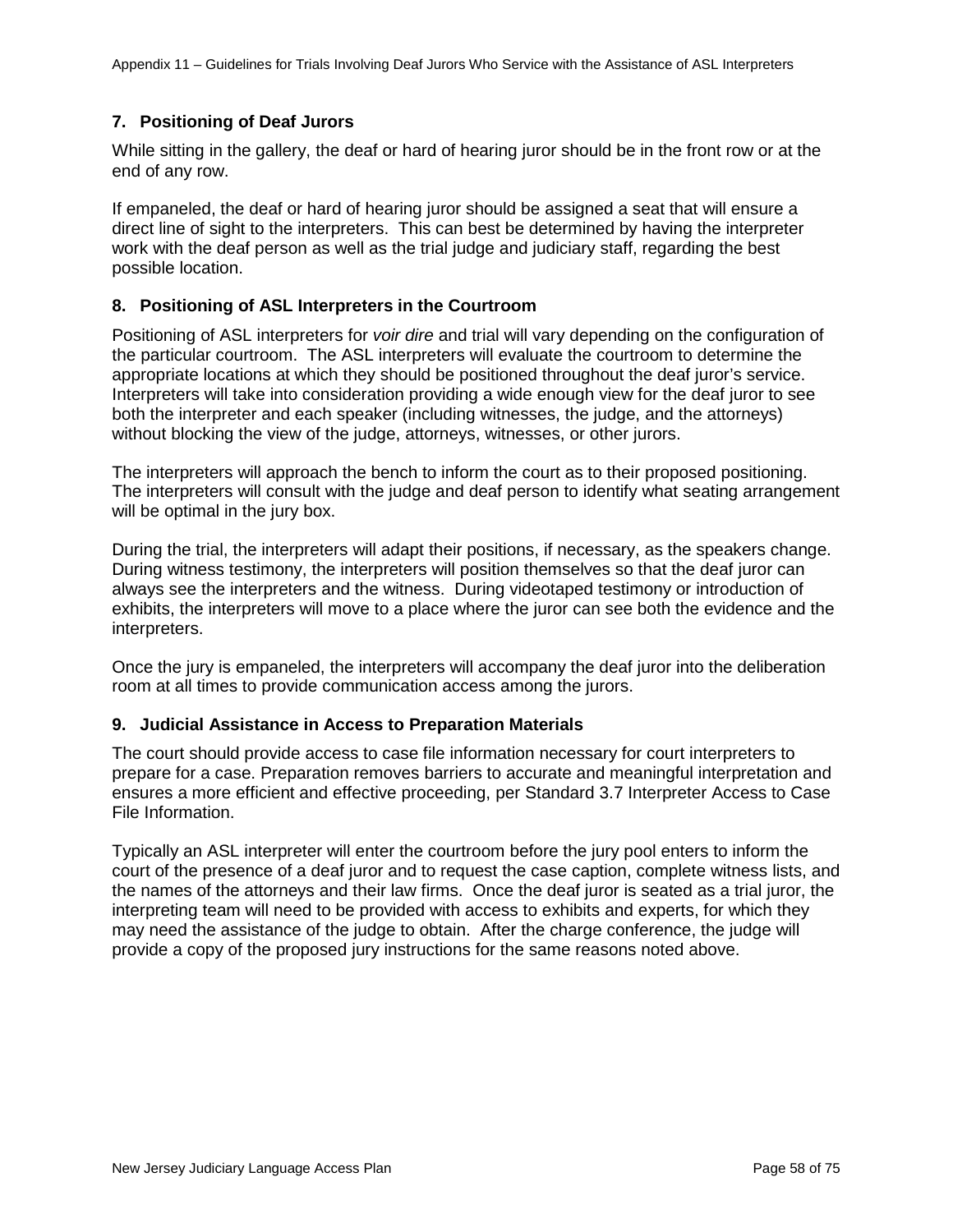### 7. Positioning of Deaf Jurors

While sitting in the gallery, the deaf or hard of hearing juror should be in the front row or at the end of any row.

If empaneled, the deaf or hard of hearing juror should be assigned a seat that will ensure a direct line of sight to the interpreters. This can best be determined by having the interpreter work with the deaf person as well as the trial judge and judiciary staff, regarding the best possible location.

### 8. Positioning of ASL Interpreters in the Courtroom

Positioning of ASL interpreters for *voir dire* and trial will vary depending on the configuration of the particular courtroom. The ASL interpreters will evaluate the courtroom to determine the appropriate locations at which they should be positioned throughout the deaf juror's service. Interpreters will take into consideration providing a wide enough view for the deaf juror to see both the interpreter and each speaker (including witnesses, the judge, and the attorneys) without blocking the view of the judge, attorneys, witnesses, or other jurors.

The interpreters will approach the bench to inform the court as to their proposed positioning. The interpreters will consult with the judge and deaf person to identify what seating arrangement will be optimal in the jury box.

During the trial, the interpreters will adapt their positions, if necessary, as the speakers change. During witness testimony, the interpreters will position themselves so that the deaf juror can always see the interpreters and the witness. During videotaped testimony or introduction of exhibits, the interpreters will move to a place where the juror can see both the evidence and the interpreters.

Once the jury is empaneled, the interpreters will accompany the deaf juror into the deliberation room at all times to provide communication access among the jurors.

### 9. Judicial Assistance in Access to Preparation Materials

The court should provide access to case file information necessary for court interpreters to prepare for a case. Preparation removes barriers to accurate and meaningful interpretation and ensures a more efficient and effective proceeding, per Standard 3.7 Interpreter Access to Case File Information.

Typically an ASL interpreter will enter the courtroom before the jury pool enters to inform the court of the presence of a deaf juror and to request the case caption, complete witness lists, and the names of the attorneys and their law firms. Once the deaf juror is seated as a trial juror, the interpreting team will need to be provided with access to exhibits and experts, for which they may need the assistance of the judge to obtain. After the charge conference, the judge will provide a copy of the proposed jury instructions for the same reasons noted above.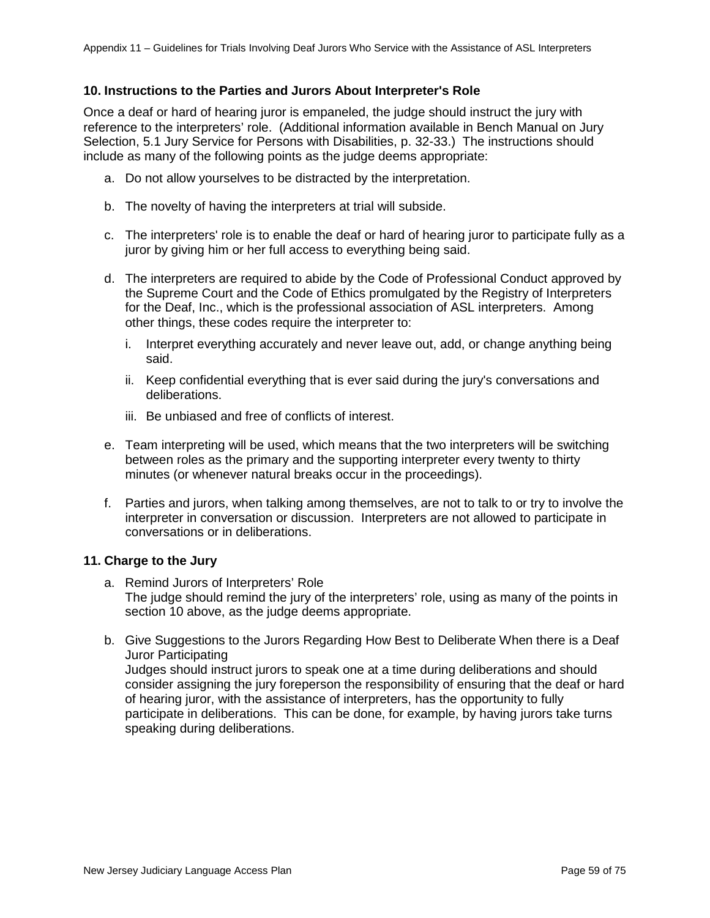### 10. Instructions to the Parties and Jurors About Interpreter's Role

Once a deaf or hard of hearing juror is empaneled, the judge should instruct the jury with reference to the interpreters' role. (Additional information available in Bench Manual on Jury Selection, 5.1 Jury Service for Persons with Disabilities, p. 32-33.) The instructions should include as many of the following points as the judge deems appropriate:

a. Do not allow yourselves to be distracted by the interpretation.

b. The novelty of having the interpreters at trial will subside.

c. The interpreters' role is to enable the deaf or hard of hearing juror to participate fully as a juror by giving him or her full access to everything being said.

d. The interpreters are required to abide by the Code of Professional Conduct approved by the Supreme Court and the Code of Ethics promulgated by the Registry of Interpreters for the Deaf, Inc., which is the professional association of ASL interpreters. Among other things, these codes require the interpreter to:

   i. Interpret everything accurately and never leave out, add, or change anything being said.

   ii. Keep confidential everything that is ever said during the jury's conversations and deliberations.

   iii. Be unbiased and free of conflicts of interest.

e. Team interpreting will be used, which means that the two interpreters will be switching between roles as the primary and the supporting interpreter every twenty to thirty minutes (or whenever natural breaks occur in the proceedings).

f. Parties and jurors, when talking among themselves, are not to talk to or try to involve the interpreter in conversation or discussion. Interpreters are not allowed to participate in conversations or in deliberations.

### 11. Charge to the Jury

a. Remind Jurors of Interpreters' Role
   The judge should remind the jury of the interpreters' role, using as many of the points in section 10 above, as the judge deems appropriate.

b. Give Suggestions to the Jurors Regarding How Best to Deliberate When there is a Deaf Juror Participating
   Judges should instruct jurors to speak one at a time during deliberations and should consider assigning the jury foreperson the responsibility of ensuring that the deaf or hard of hearing juror, with the assistance of interpreters, has the opportunity to fully participate in deliberations. This can be done, for example, by having jurors take turns speaking during deliberations.